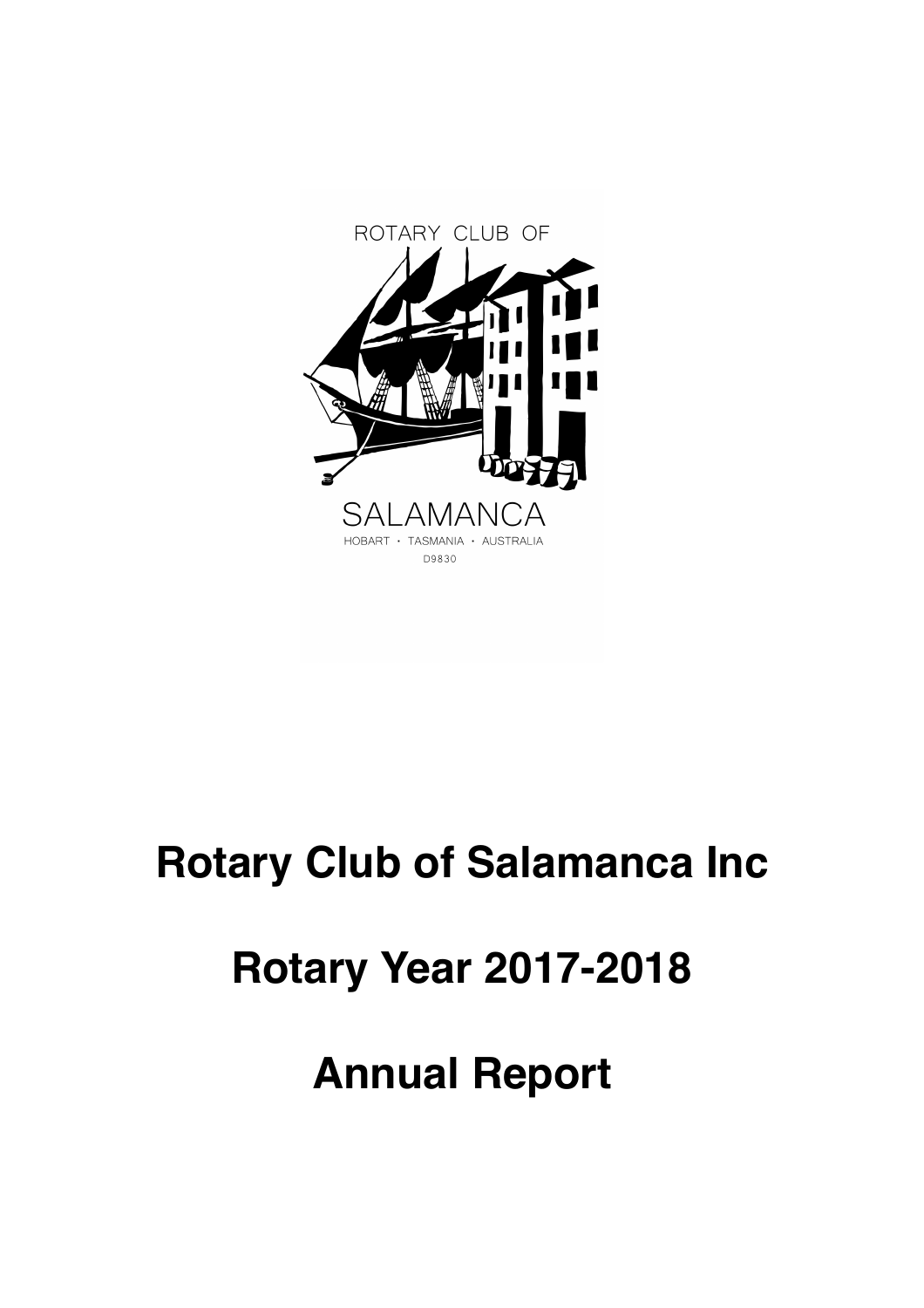ROTARY CLUB OF

SALAMANCA

HOBART · TASMANIA · AUSTRALIA

D9830

# Rotary Club of Salamanca Inc

# Rotary Year 2017-2018

# Annual Report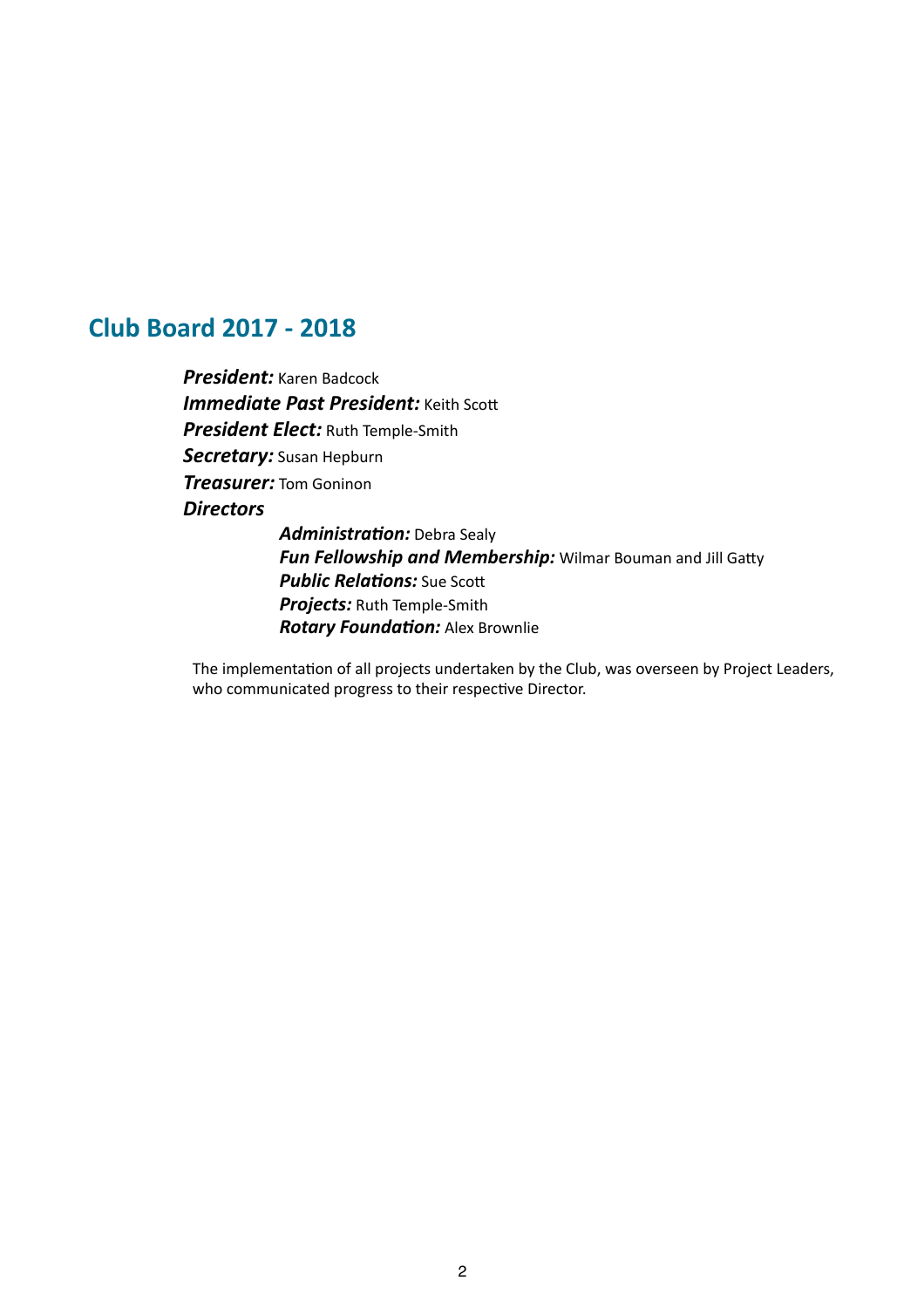## Club Board 2017 - 2018

***President:*** Karen Badcock
***Immediate Past President:*** Keith Scott
***President Elect:*** Ruth Temple-Smith
***Secretary:*** Susan Hepburn
***Treasurer:*** Tom Goninon
***Directors***

- ***Administration:*** Debra Sealy
- ***Fun Fellowship and Membership:*** Wilmar Bouman and Jill Gatty
- ***Public Relations:*** Sue Scott
- ***Projects:*** Ruth Temple-Smith
- ***Rotary Foundation:*** Alex Brownlie

The implementation of all projects undertaken by the Club, was overseen by Project Leaders, who communicated progress to their respective Director.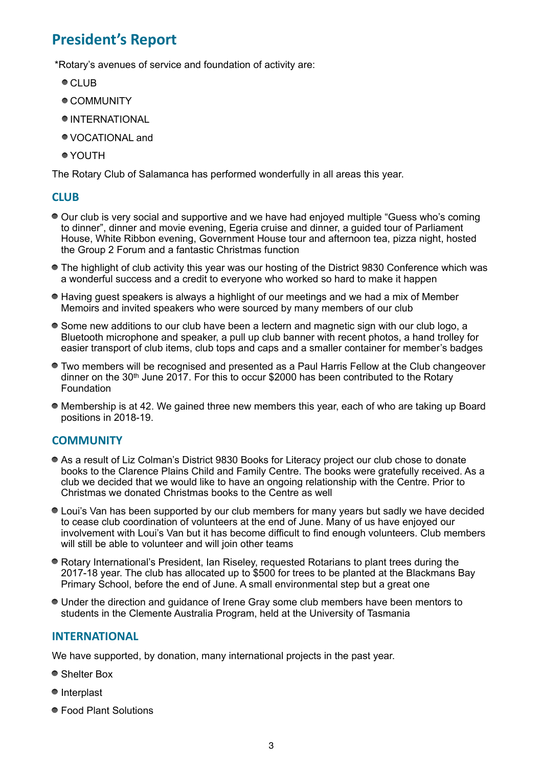## President's Report

*Rotary's avenues of service and foundation of activity are:

- CLUB
- COMMUNITY
- INTERNATIONAL
- VOCATIONAL and
- YOUTH

The Rotary Club of Salamanca has performed wonderfully in all areas this year.

### CLUB

- Our club is very social and supportive and we have had enjoyed multiple "Guess who's coming to dinner", dinner and movie evening, Egeria cruise and dinner, a guided tour of Parliament House, White Ribbon evening, Government House tour and afternoon tea, pizza night, hosted the Group 2 Forum and a fantastic Christmas function
- The highlight of club activity this year was our hosting of the District 9830 Conference which was a wonderful success and a credit to everyone who worked so hard to make it happen
- Having guest speakers is always a highlight of our meetings and we had a mix of Member Memoirs and invited speakers who were sourced by many members of our club
- Some new additions to our club have been a lectern and magnetic sign with our club logo, a Bluetooth microphone and speaker, a pull up club banner with recent photos, a hand trolley for easier transport of club items, club tops and caps and a smaller container for member's badges
- Two members will be recognised and presented as a Paul Harris Fellow at the Club changeover dinner on the 30th June 2017. For this to occur $2000 has been contributed to the Rotary Foundation
- Membership is at 42. We gained three new members this year, each of who are taking up Board positions in 2018-19.

### COMMUNITY

- As a result of Liz Colman's District 9830 Books for Literacy project our club chose to donate books to the Clarence Plains Child and Family Centre. The books were gratefully received. As a club we decided that we would like to have an ongoing relationship with the Centre. Prior to Christmas we donated Christmas books to the Centre as well
- Loui's Van has been supported by our club members for many years but sadly we have decided to cease club coordination of volunteers at the end of June. Many of us have enjoyed our involvement with Loui's Van but it has become difficult to find enough volunteers. Club members will still be able to volunteer and will join other teams
- Rotary International's President, Ian Riseley, requested Rotarians to plant trees during the 2017-18 year. The club has allocated up to $500 for trees to be planted at the Blackmans Bay Primary School, before the end of June. A small environmental step but a great one
- Under the direction and guidance of Irene Gray some club members have been mentors to students in the Clemente Australia Program, held at the University of Tasmania

### INTERNATIONAL

We have supported, by donation, many international projects in the past year.

- Shelter Box
- Interplast
- Food Plant Solutions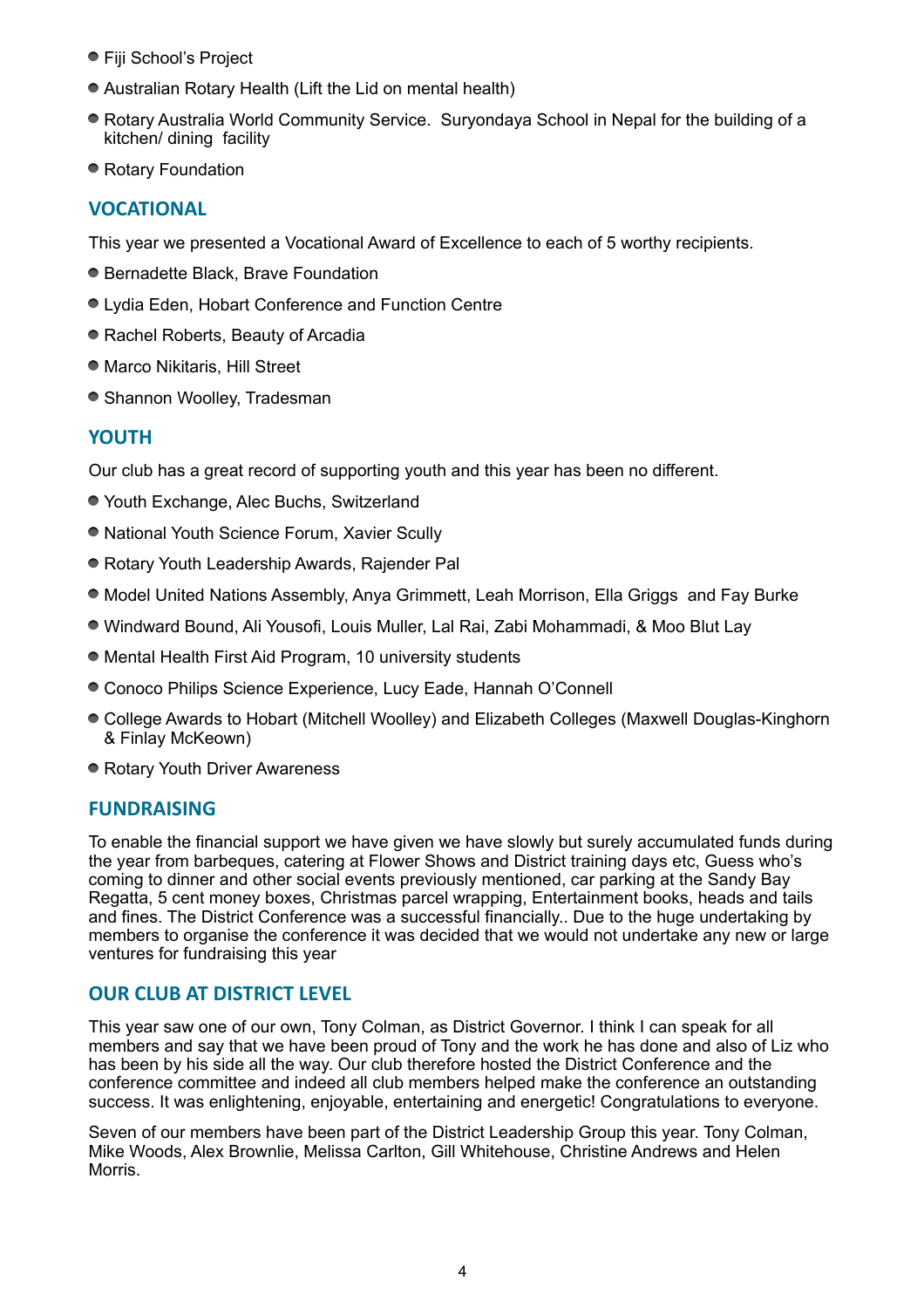- Fiji School's Project
- Australian Rotary Health (Lift the Lid on mental health)
- Rotary Australia World Community Service. Suryondaya School in Nepal for the building of a kitchen/ dining facility
- Rotary Foundation

## VOCATIONAL

This year we presented a Vocational Award of Excellence to each of 5 worthy recipients.

- Bernadette Black, Brave Foundation
- Lydia Eden, Hobart Conference and Function Centre
- Rachel Roberts, Beauty of Arcadia
- Marco Nikitaris, Hill Street
- Shannon Woolley, Tradesman

## YOUTH

Our club has a great record of supporting youth and this year has been no different.

- Youth Exchange, Alec Buchs, Switzerland
- National Youth Science Forum, Xavier Scully
- Rotary Youth Leadership Awards, Rajender Pal
- Model United Nations Assembly, Anya Grimmett, Leah Morrison, Ella Griggs and Fay Burke
- Windward Bound, Ali Yousofi, Louis Muller, Lal Rai, Zabi Mohammadi, & Moo Blut Lay
- Mental Health First Aid Program, 10 university students
- Conoco Philips Science Experience, Lucy Eade, Hannah O'Connell
- College Awards to Hobart (Mitchell Woolley) and Elizabeth Colleges (Maxwell Douglas-Kinghorn & Finlay McKeown)
- Rotary Youth Driver Awareness

## FUNDRAISING

To enable the financial support we have given we have slowly but surely accumulated funds during the year from barbeques, catering at Flower Shows and District training days etc, Guess who's coming to dinner and other social events previously mentioned, car parking at the Sandy Bay Regatta, 5 cent money boxes, Christmas parcel wrapping, Entertainment books, heads and tails and fines. The District Conference was a successful financially.. Due to the huge undertaking by members to organise the conference it was decided that we would not undertake any new or large ventures for fundraising this year

## OUR CLUB AT DISTRICT LEVEL

This year saw one of our own, Tony Colman, as District Governor. I think I can speak for all members and say that we have been proud of Tony and the work he has done and also of Liz who has been by his side all the way. Our club therefore hosted the District Conference and the conference committee and indeed all club members helped make the conference an outstanding success. It was enlightening, enjoyable, entertaining and energetic! Congratulations to everyone.

Seven of our members have been part of the District Leadership Group this year. Tony Colman, Mike Woods, Alex Brownlie, Melissa Carlton, Gill Whitehouse, Christine Andrews and Helen Morris.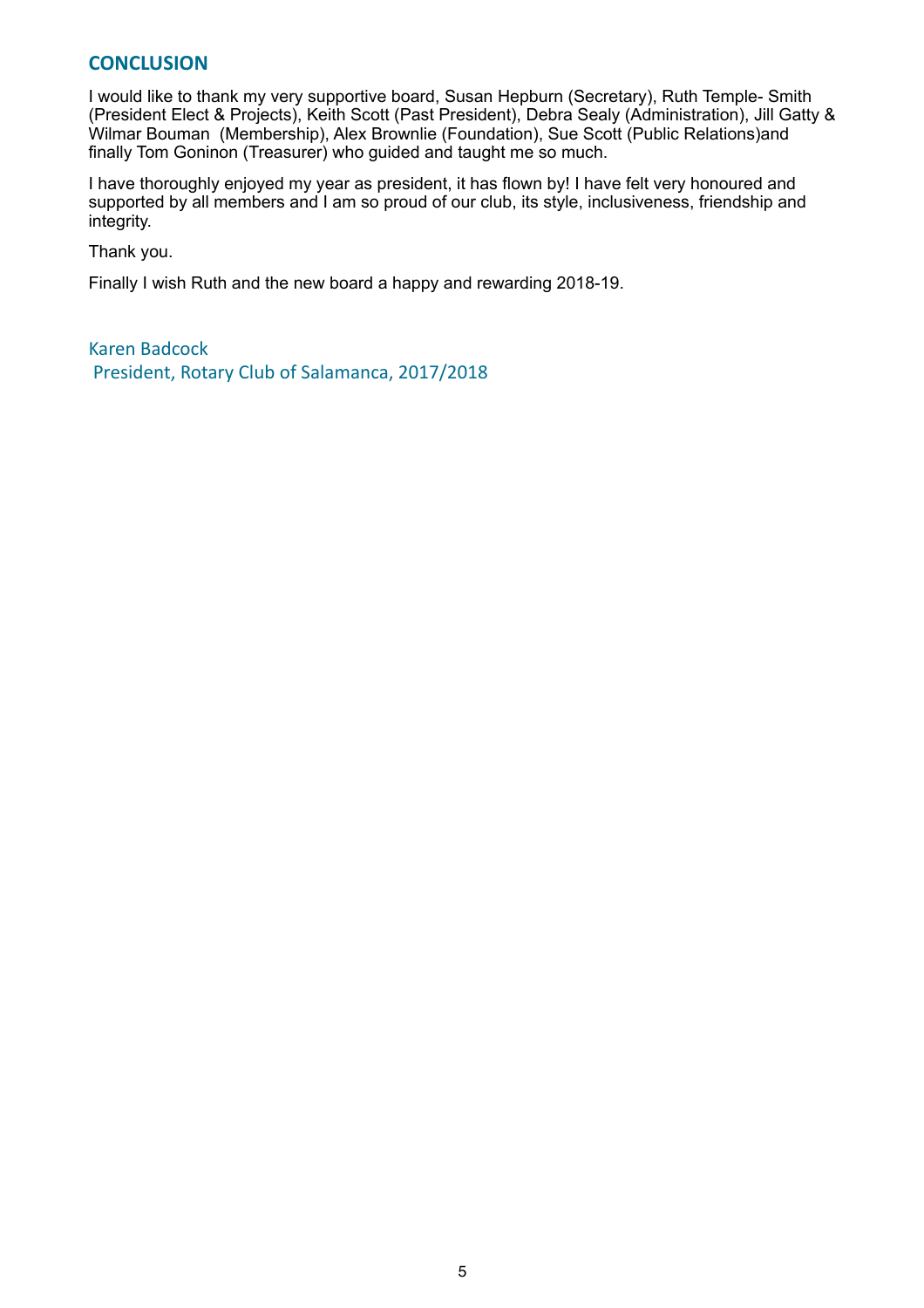## CONCLUSION

I would like to thank my very supportive board, Susan Hepburn (Secretary), Ruth Temple- Smith (President Elect & Projects), Keith Scott (Past President), Debra Sealy (Administration), Jill Gatty & Wilmar Bouman (Membership), Alex Brownlie (Foundation), Sue Scott (Public Relations)and finally Tom Goninon (Treasurer) who guided and taught me so much.

I have thoroughly enjoyed my year as president, it has flown by! I have felt very honoured and supported by all members and I am so proud of our club, its style, inclusiveness, friendship and integrity.

Thank you.

Finally I wish Ruth and the new board a happy and rewarding 2018-19.

Karen Badcock
President, Rotary Club of Salamanca, 2017/2018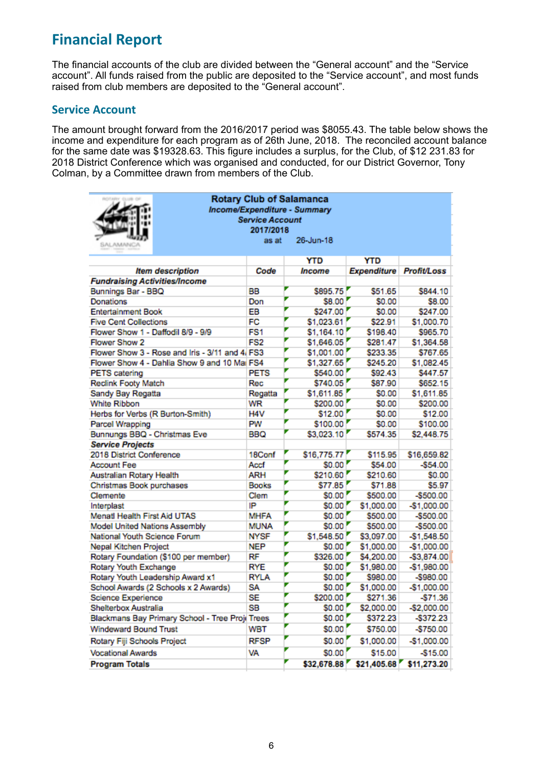# Financial Report

The financial accounts of the club are divided between the “General account” and the “Service account”. All funds raised from the public are deposited to the “Service account”, and most funds raised from club members are deposited to the “General account”.

## Service Account

The amount brought forward from the 2016/2017 period was $8055.43. The table below shows the income and expenditure for each program as of 26th June, 2018. The reconciled account balance for the same date was $19328.63. This figure includes a surplus, for the Club, of $12 231.83 for 2018 District Conference which was organised and conducted, for our District Governor, Tony Colman, by a Committee drawn from members of the Club.

**Rotary Club of Salamanca**
***Income/Expenditure - Summary***
***Service Account***
**2017/2018**
as at 26-Jun-18

| *Item description* | *Code* | YTD *Income* | YTD *Expenditure* | *Profit/Loss* |
|---|---|---|---|---|
| ***Fundraising Activities/Income*** | | | | |
| Bunnings Bar - BBQ | BB | $895.75 | $51.65 | $844.10 |
| Donations | Don | $8.00 | $0.00 | $8.00 |
| Entertainment Book | EB | $247.00 | $0.00 | $247.00 |
| Five Cent Collections | FC | $1,023.61 | $22.91 | $1,000.70 |
| Flower Show 1 - Daffodil 8/9 - 9/9 | FS1 | $1,164.10 | $198.40 | $965.70 |
| Flower Show 2 | FS2 | $1,646.05 | $281.47 | $1,364.58 |
| Flower Show 3 - Rose and Iris - 3/11 and 4/ | FS3 | $1,001.00 | $233.35 | $767.65 |
| Flower Show 4 - Dahlia Show 9 and 10 Ma | FS4 | $1,327.65 | $245.20 | $1,082.45 |
| PETS catering | PETS | $540.00 | $92.43 | $447.57 |
| Reclink Footy Match | Rec | $740.05 | $87.90 | $652.15 |
| Sandy Bay Regatta | Regatta | $1,611.85 | $0.00 | $1,611.85 |
| White Ribbon | WR | $200.00 | $0.00 | $200.00 |
| Herbs for Verbs (R Burton-Smith) | H4V | $12.00 | $0.00 | $12.00 |
| Parcel Wrapping | PW | $100.00 | $0.00 | $100.00 |
| Bunnungs BBQ - Christmas Eve | BBQ | $3,023.10 | $574.35 | $2,448.75 |
| ***Service Projects*** | | | | |
| 2018 District Conference | 18Conf | $16,775.77 | $115.95 | $16,659.82 |
| Account Fee | Accf | $0.00 | $54.00 | -$54.00 |
| Australian Rotary Health | ARH | $210.60 | $210.60 | $0.00 |
| Christmas Book purchases | Books | $77.85 | $71.88 | $5.97 |
| Clemente | Clem | $0.00 | $500.00 | -$500.00 |
| Interplast | IP | $0.00 | $1,000.00 | -$1,000.00 |
| Menatl Health First Aid UTAS | MHFA | $0.00 | $500.00 | -$500.00 |
| Model United Nations Assembly | MUNA | $0.00 | $500.00 | -$500.00 |
| National Youth Science Forum | NYSF | $1,548.50 | $3,097.00 | -$1,548.50 |
| Nepal Kitchen Project | NEP | $0.00 | $1,000.00 | -$1,000.00 |
| Rotary Foundation ($100 per member) | RF | $326.00 | $4,200.00 | -$3,874.00 |
| Rotary Youth Exchange | RYE | $0.00 | $1,980.00 | -$1,980.00 |
| Rotary Youth Leadership Award x1 | RYLA | $0.00 | $980.00 | -$980.00 |
| School Awards (2 Schools x 2 Awards) | SA | $0.00 | $1,000.00 | -$1,000.00 |
| Science Experience | SE | $200.00 | $271.36 | -$71.36 |
| Shelterbox Australia | SB | $0.00 | $2,000.00 | -$2,000.00 |
| Blackmans Bay Primary School - Tree Proj | Trees | $0.00 | $372.23 | -$372.23 |
| Windeward Bound Trust | WBT | $0.00 | $750.00 | -$750.00 |
| Rotary Fiji Schools Project | RFSP | $0.00 | $1,000.00 | -$1,000.00 |
| Vocational Awards | VA | $0.00 | $15.00 | -$15.00 |
| **Program Totals** | | **$32,678.88** | **$21,405.68** | **$11,273.20** |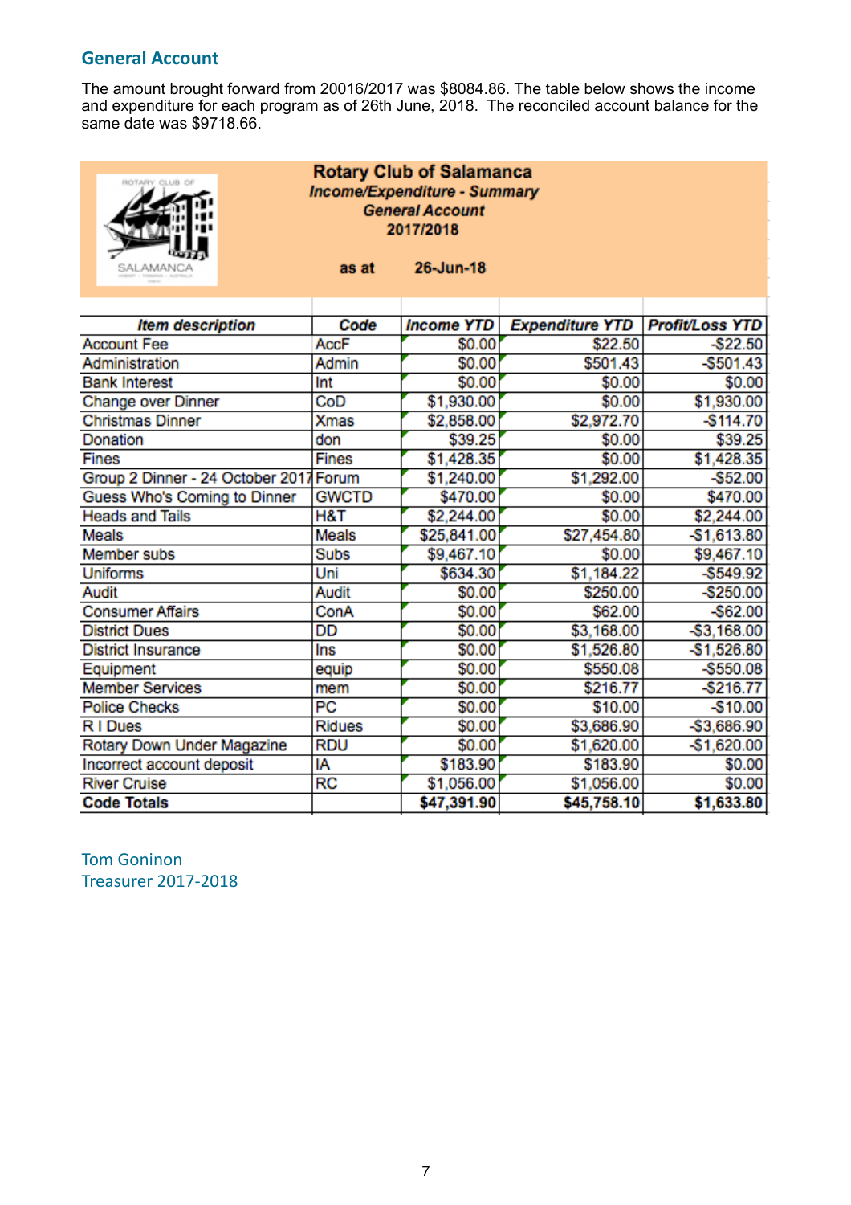## General Account

The amount brought forward from 20016/2017 was $8084.86. The table below shows the income and expenditure for each program as of 26th June, 2018. The reconciled account balance for the same date was $9718.66.

**Rotary Club of Salamanca**
***Income/Expenditure - Summary***
***General Account***
**2017/2018**

**as at 26-Jun-18**

| Item description | Code | Income YTD | Expenditure YTD | Profit/Loss YTD |
|---|---|---|---|---|
| Account Fee | AccF | $0.00 | $22.50 | -$22.50 |
| Administration | Admin | $0.00 | $501.43 | -$501.43 |
| Bank Interest | Int | $0.00 | $0.00 | $0.00 |
| Change over Dinner | CoD | $1,930.00 | $0.00 | $1,930.00 |
| Christmas Dinner | Xmas | $2,858.00 | $2,972.70 | -$114.70 |
| Donation | don | $39.25 | $0.00 | $39.25 |
| Fines | Fines | $1,428.35 | $0.00 | $1,428.35 |
| Group 2 Dinner - 24 October 2017 | Forum | $1,240.00 | $1,292.00 | -$52.00 |
| Guess Who's Coming to Dinner | GWCTD | $470.00 | $0.00 | $470.00 |
| Heads and Tails | H&T | $2,244.00 | $0.00 | $2,244.00 |
| Meals | Meals | $25,841.00 | $27,454.80 | -$1,613.80 |
| Member subs | Subs | $9,467.10 | $0.00 | $9,467.10 |
| Uniforms | Uni | $634.30 | $1,184.22 | -$549.92 |
| Audit | Audit | $0.00 | $250.00 | -$250.00 |
| Consumer Affairs | ConA | $0.00 | $62.00 | -$62.00 |
| District Dues | DD | $0.00 | $3,168.00 | -$3,168.00 |
| District Insurance | Ins | $0.00 | $1,526.80 | -$1,526.80 |
| Equipment | equip | $0.00 | $550.08 | -$550.08 |
| Member Services | mem | $0.00 | $216.77 | -$216.77 |
| Police Checks | PC | $0.00 | $10.00 | -$10.00 |
| R I Dues | RIdues | $0.00 | $3,686.90 | -$3,686.90 |
| Rotary Down Under Magazine | RDU | $0.00 | $1,620.00 | -$1,620.00 |
| Incorrect account deposit | IA | $183.90 | $183.90 | $0.00 |
| River Cruise | RC | $1,056.00 | $1,056.00 | $0.00 |
| **Code Totals** | | **$47,391.90** | **$45,758.10** | **$1,633.80** |

Tom Goninon
Treasurer 2017-2018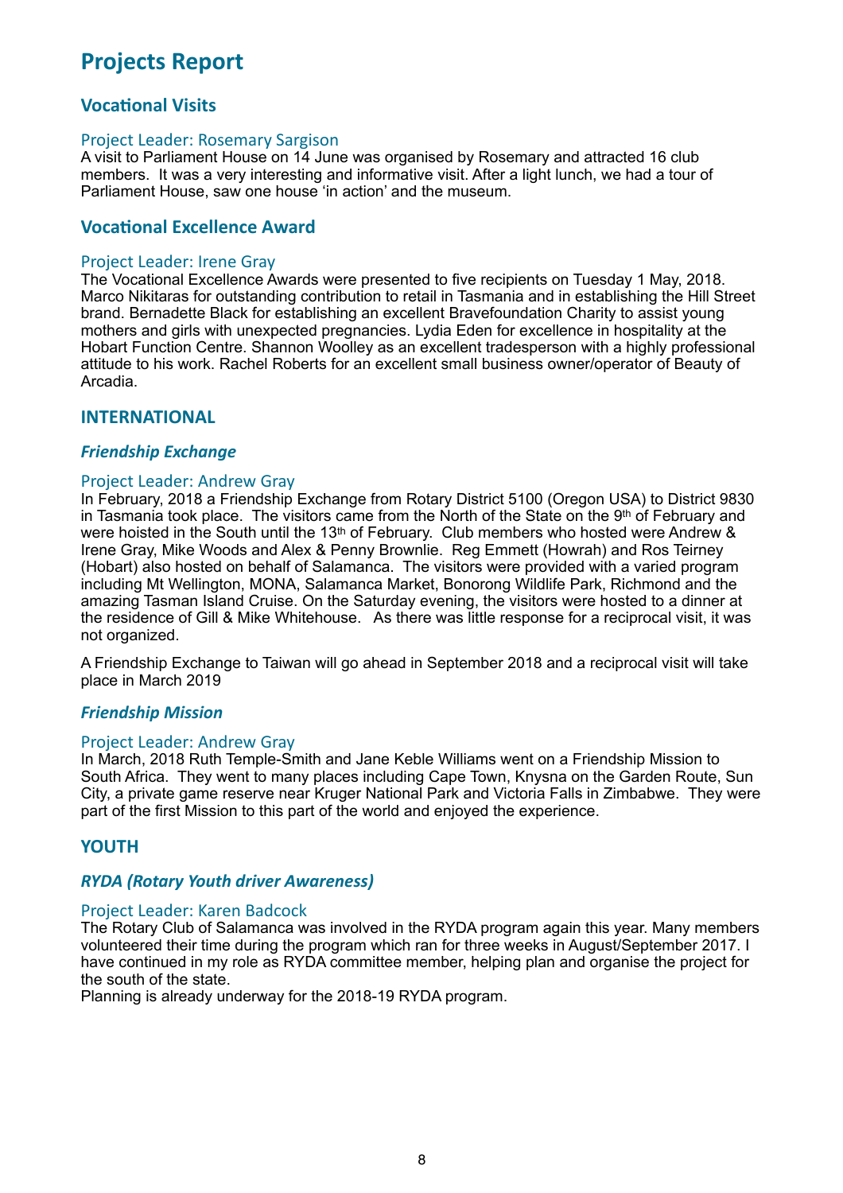# Projects Report

## Vocational Visits

### Project Leader: Rosemary Sargison

A visit to Parliament House on 14 June was organised by Rosemary and attracted 16 club members. It was a very interesting and informative visit. After a light lunch, we had a tour of Parliament House, saw one house 'in action' and the museum.

## Vocational Excellence Award

### Project Leader: Irene Gray

The Vocational Excellence Awards were presented to five recipients on Tuesday 1 May, 2018. Marco Nikitaras for outstanding contribution to retail in Tasmania and in establishing the Hill Street brand. Bernadette Black for establishing an excellent Bravefoundation Charity to assist young mothers and girls with unexpected pregnancies. Lydia Eden for excellence in hospitality at the Hobart Function Centre. Shannon Woolley as an excellent tradesperson with a highly professional attitude to his work. Rachel Roberts for an excellent small business owner/operator of Beauty of Arcadia.

## INTERNATIONAL

### *Friendship Exchange*

### Project Leader: Andrew Gray

In February, 2018 a Friendship Exchange from Rotary District 5100 (Oregon USA) to District 9830 in Tasmania took place. The visitors came from the North of the State on the 9th of February and were hoisted in the South until the 13th of February. Club members who hosted were Andrew & Irene Gray, Mike Woods and Alex & Penny Brownlie. Reg Emmett (Howrah) and Ros Teirney (Hobart) also hosted on behalf of Salamanca. The visitors were provided with a varied program including Mt Wellington, MONA, Salamanca Market, Bonorong Wildlife Park, Richmond and the amazing Tasman Island Cruise. On the Saturday evening, the visitors were hosted to a dinner at the residence of Gill & Mike Whitehouse. As there was little response for a reciprocal visit, it was not organized.

A Friendship Exchange to Taiwan will go ahead in September 2018 and a reciprocal visit will take place in March 2019

### *Friendship Mission*

### Project Leader: Andrew Gray

In March, 2018 Ruth Temple-Smith and Jane Keble Williams went on a Friendship Mission to South Africa. They went to many places including Cape Town, Knysna on the Garden Route, Sun City, a private game reserve near Kruger National Park and Victoria Falls in Zimbabwe. They were part of the first Mission to this part of the world and enjoyed the experience.

## YOUTH

### *RYDA (Rotary Youth driver Awareness)*

### Project Leader: Karen Badcock

The Rotary Club of Salamanca was involved in the RYDA program again this year. Many members volunteered their time during the program which ran for three weeks in August/September 2017. I have continued in my role as RYDA committee member, helping plan and organise the project for the south of the state.

Planning is already underway for the 2018-19 RYDA program.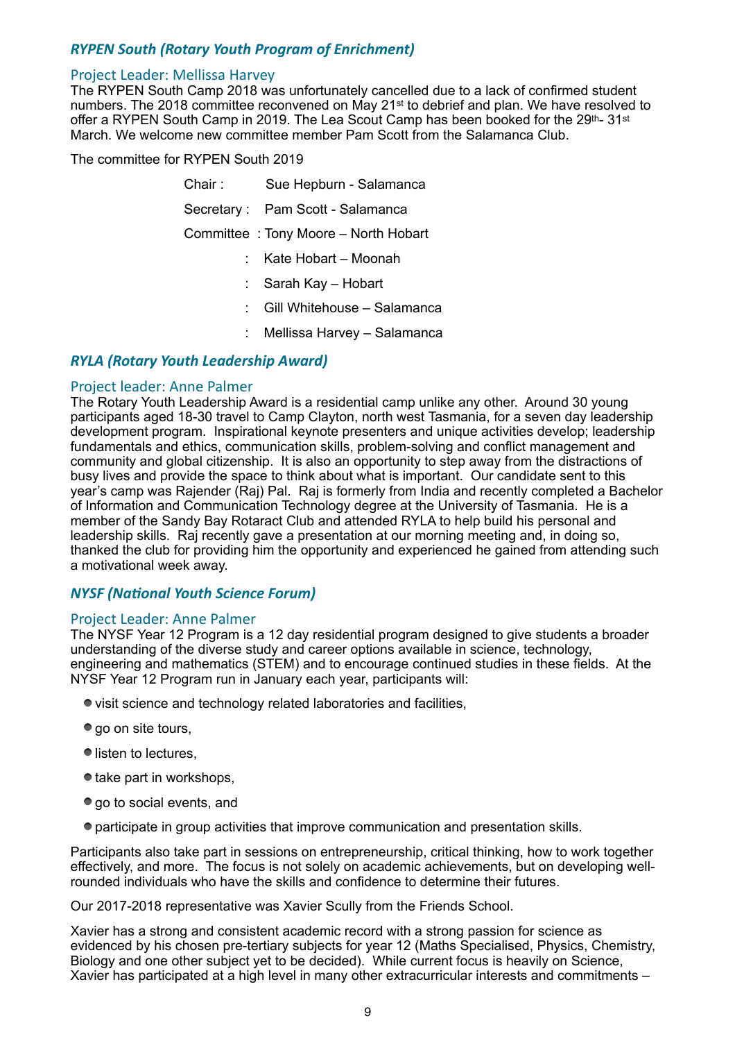## *RYPEN South (Rotary Youth Program of Enrichment)*

### Project Leader: Mellissa Harvey

The RYPEN South Camp 2018 was unfortunately cancelled due to a lack of confirmed student numbers. The 2018 committee reconvened on May 21st to debrief and plan. We have resolved to offer a RYPEN South Camp in 2019. The Lea Scout Camp has been booked for the 29th- 31st March. We welcome new committee member Pam Scott from the Salamanca Club.

The committee for RYPEN South 2019

Chair : Sue Hepburn - Salamanca

Secretary : Pam Scott - Salamanca

Committee : Tony Moore – North Hobart

: Kate Hobart – Moonah

: Sarah Kay – Hobart

: Gill Whitehouse – Salamanca

: Mellissa Harvey – Salamanca

## *RYLA (Rotary Youth Leadership Award)*

### Project leader: Anne Palmer

The Rotary Youth Leadership Award is a residential camp unlike any other. Around 30 young participants aged 18-30 travel to Camp Clayton, north west Tasmania, for a seven day leadership development program. Inspirational keynote presenters and unique activities develop; leadership fundamentals and ethics, communication skills, problem-solving and conflict management and community and global citizenship. It is also an opportunity to step away from the distractions of busy lives and provide the space to think about what is important. Our candidate sent to this year's camp was Rajender (Raj) Pal. Raj is formerly from India and recently completed a Bachelor of Information and Communication Technology degree at the University of Tasmania. He is a member of the Sandy Bay Rotaract Club and attended RYLA to help build his personal and leadership skills. Raj recently gave a presentation at our morning meeting and, in doing so, thanked the club for providing him the opportunity and experienced he gained from attending such a motivational week away.

## *NYSF (National Youth Science Forum)*

### Project Leader: Anne Palmer

The NYSF Year 12 Program is a 12 day residential program designed to give students a broader understanding of the diverse study and career options available in science, technology, engineering and mathematics (STEM) and to encourage continued studies in these fields. At the NYSF Year 12 Program run in January each year, participants will:

- visit science and technology related laboratories and facilities,
- go on site tours,
- listen to lectures,
- take part in workshops,
- go to social events, and
- participate in group activities that improve communication and presentation skills.

Participants also take part in sessions on entrepreneurship, critical thinking, how to work together effectively, and more. The focus is not solely on academic achievements, but on developing well-rounded individuals who have the skills and confidence to determine their futures.

Our 2017-2018 representative was Xavier Scully from the Friends School.

Xavier has a strong and consistent academic record with a strong passion for science as evidenced by his chosen pre-tertiary subjects for year 12 (Maths Specialised, Physics, Chemistry, Biology and one other subject yet to be decided). While current focus is heavily on Science, Xavier has participated at a high level in many other extracurricular interests and commitments –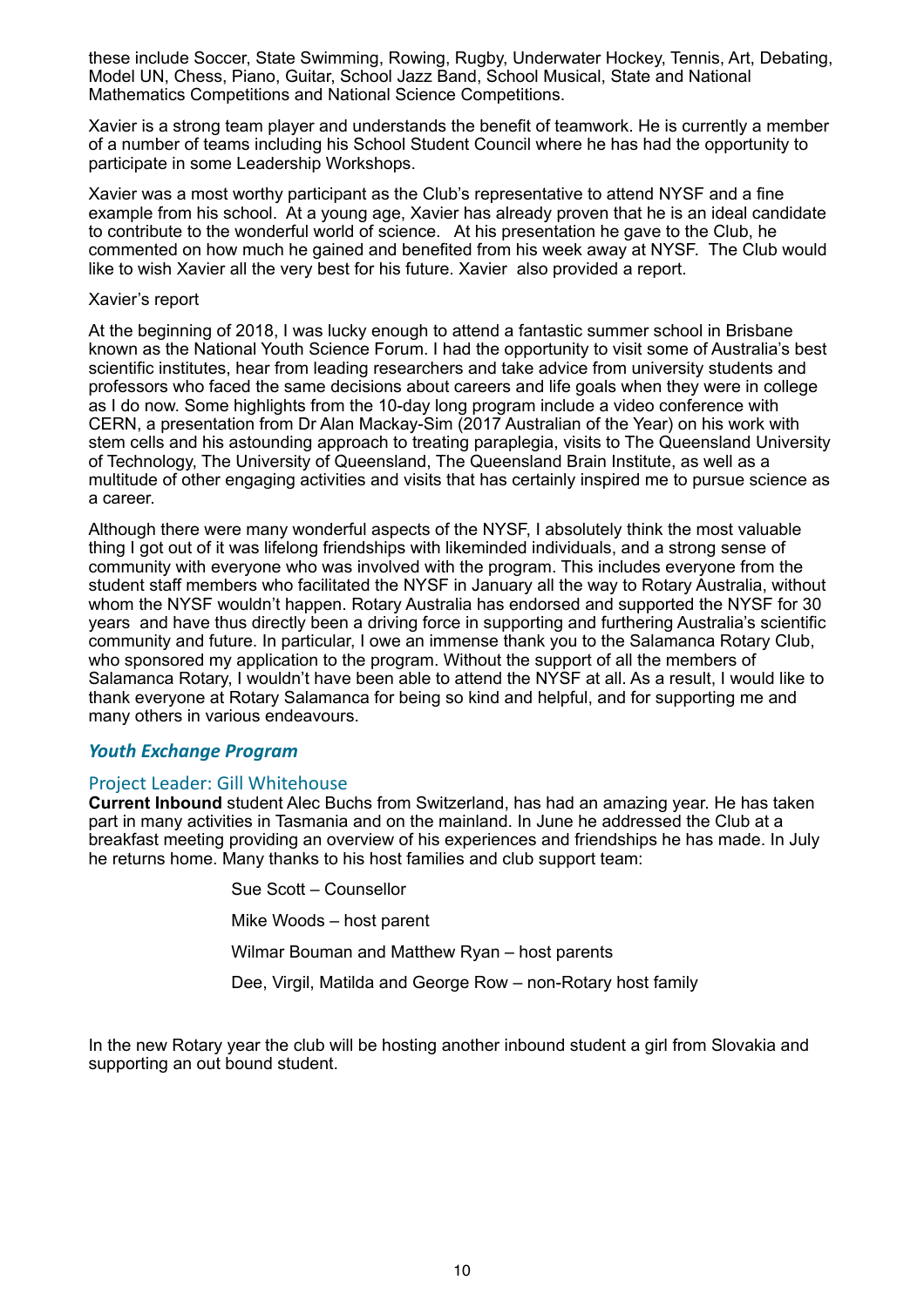these include Soccer, State Swimming, Rowing, Rugby, Underwater Hockey, Tennis, Art, Debating, Model UN, Chess, Piano, Guitar, School Jazz Band, School Musical, State and National Mathematics Competitions and National Science Competitions.

Xavier is a strong team player and understands the benefit of teamwork. He is currently a member of a number of teams including his School Student Council where he has had the opportunity to participate in some Leadership Workshops.

Xavier was a most worthy participant as the Club's representative to attend NYSF and a fine example from his school. At a young age, Xavier has already proven that he is an ideal candidate to contribute to the wonderful world of science. At his presentation he gave to the Club, he commented on how much he gained and benefited from his week away at NYSF. The Club would like to wish Xavier all the very best for his future. Xavier also provided a report.

Xavier's report

At the beginning of 2018, I was lucky enough to attend a fantastic summer school in Brisbane known as the National Youth Science Forum. I had the opportunity to visit some of Australia's best scientific institutes, hear from leading researchers and take advice from university students and professors who faced the same decisions about careers and life goals when they were in college as I do now. Some highlights from the 10-day long program include a video conference with CERN, a presentation from Dr Alan Mackay-Sim (2017 Australian of the Year) on his work with stem cells and his astounding approach to treating paraplegia, visits to The Queensland University of Technology, The University of Queensland, The Queensland Brain Institute, as well as a multitude of other engaging activities and visits that has certainly inspired me to pursue science as a career.

Although there were many wonderful aspects of the NYSF, I absolutely think the most valuable thing I got out of it was lifelong friendships with likeminded individuals, and a strong sense of community with everyone who was involved with the program. This includes everyone from the student staff members who facilitated the NYSF in January all the way to Rotary Australia, without whom the NYSF wouldn't happen. Rotary Australia has endorsed and supported the NYSF for 30 years and have thus directly been a driving force in supporting and furthering Australia's scientific community and future. In particular, I owe an immense thank you to the Salamanca Rotary Club, who sponsored my application to the program. Without the support of all the members of Salamanca Rotary, I wouldn't have been able to attend the NYSF at all. As a result, I would like to thank everyone at Rotary Salamanca for being so kind and helpful, and for supporting me and many others in various endeavours.

## *Youth Exchange Program*

### Project Leader: Gill Whitehouse

**Current Inbound** student Alec Buchs from Switzerland, has had an amazing year. He has taken part in many activities in Tasmania and on the mainland. In June he addressed the Club at a breakfast meeting providing an overview of his experiences and friendships he has made. In July he returns home. Many thanks to his host families and club support team:

Sue Scott – Counsellor

Mike Woods – host parent

Wilmar Bouman and Matthew Ryan – host parents

Dee, Virgil, Matilda and George Row – non-Rotary host family

In the new Rotary year the club will be hosting another inbound student a girl from Slovakia and supporting an out bound student.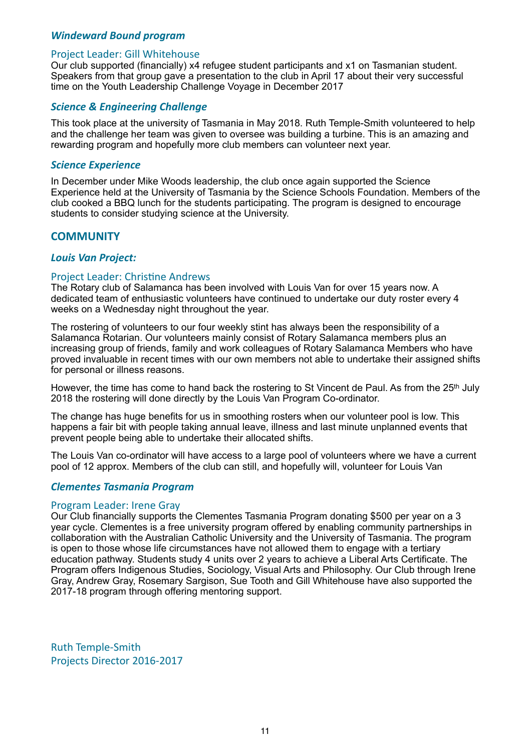### *Windeward Bound program*

Project Leader: Gill Whitehouse

Our club supported (financially) x4 refugee student participants and x1 on Tasmanian student. Speakers from that group gave a presentation to the club in April 17 about their very successful time on the Youth Leadership Challenge Voyage in December 2017

### *Science & Engineering Challenge*

This took place at the university of Tasmania in May 2018. Ruth Temple-Smith volunteered to help and the challenge her team was given to oversee was building a turbine. This is an amazing and rewarding program and hopefully more club members can volunteer next year.

### *Science Experience*

In December under Mike Woods leadership, the club once again supported the Science Experience held at the University of Tasmania by the Science Schools Foundation. Members of the club cooked a BBQ lunch for the students participating. The program is designed to encourage students to consider studying science at the University.

## COMMUNITY

### *Louis Van Project:*

Project Leader: Christine Andrews

The Rotary club of Salamanca has been involved with Louis Van for over 15 years now. A dedicated team of enthusiastic volunteers have continued to undertake our duty roster every 4 weeks on a Wednesday night throughout the year.

The rostering of volunteers to our four weekly stint has always been the responsibility of a Salamanca Rotarian. Our volunteers mainly consist of Rotary Salamanca members plus an increasing group of friends, family and work colleagues of Rotary Salamanca Members who have proved invaluable in recent times with our own members not able to undertake their assigned shifts for personal or illness reasons.

However, the time has come to hand back the rostering to St Vincent de Paul. As from the 25th July 2018 the rostering will done directly by the Louis Van Program Co-ordinator.

The change has huge benefits for us in smoothing rosters when our volunteer pool is low. This happens a fair bit with people taking annual leave, illness and last minute unplanned events that prevent people being able to undertake their allocated shifts.

The Louis Van co-ordinator will have access to a large pool of volunteers where we have a current pool of 12 approx. Members of the club can still, and hopefully will, volunteer for Louis Van

### *Clementes Tasmania Program*

Program Leader: Irene Gray

Our Club financially supports the Clementes Tasmania Program donating $500 per year on a 3 year cycle. Clementes is a free university program offered by enabling community partnerships in collaboration with the Australian Catholic University and the University of Tasmania. The program is open to those whose life circumstances have not allowed them to engage with a tertiary education pathway. Students study 4 units over 2 years to achieve a Liberal Arts Certificate. The Program offers Indigenous Studies, Sociology, Visual Arts and Philosophy. Our Club through Irene Gray, Andrew Gray, Rosemary Sargison, Sue Tooth and Gill Whitehouse have also supported the 2017-18 program through offering mentoring support.

Ruth Temple-Smith
Projects Director 2016-2017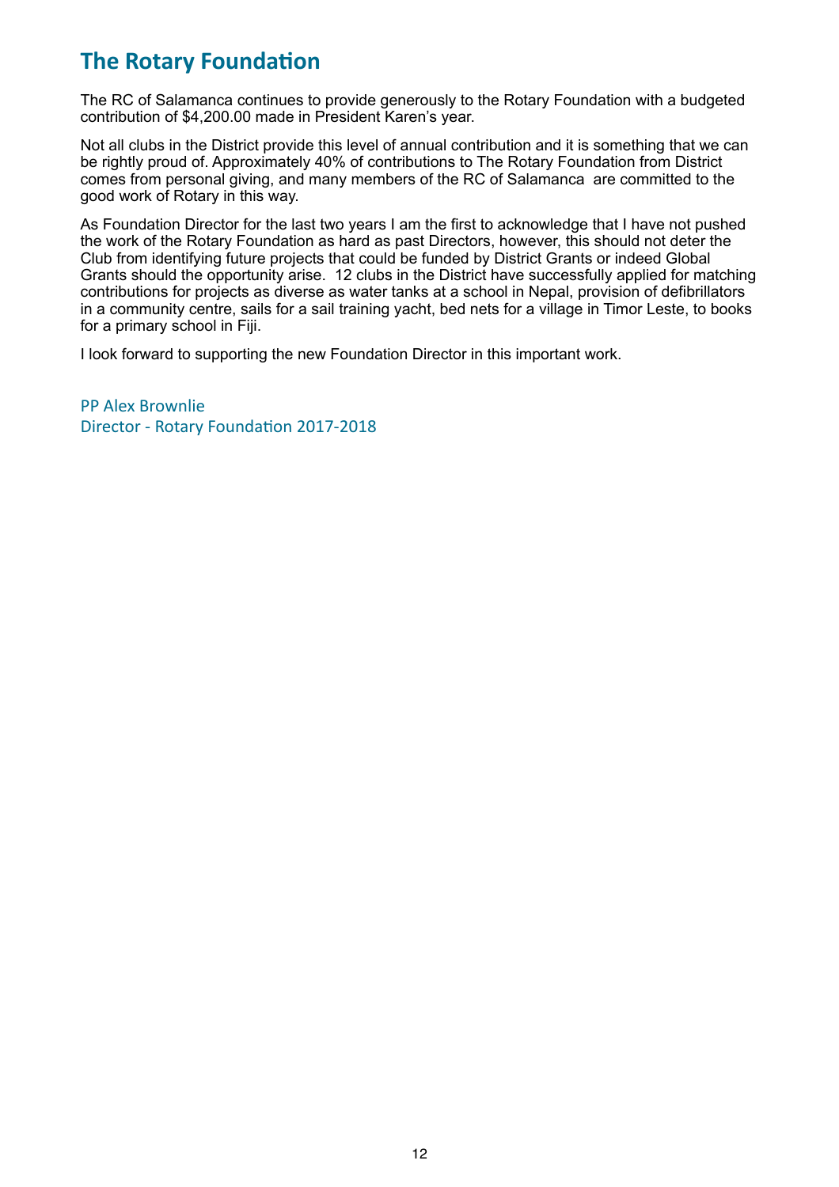## The Rotary Foundation

The RC of Salamanca continues to provide generously to the Rotary Foundation with a budgeted contribution of $4,200.00 made in President Karen's year.

Not all clubs in the District provide this level of annual contribution and it is something that we can be rightly proud of. Approximately 40% of contributions to The Rotary Foundation from District comes from personal giving, and many members of the RC of Salamanca are committed to the good work of Rotary in this way.

As Foundation Director for the last two years I am the first to acknowledge that I have not pushed the work of the Rotary Foundation as hard as past Directors, however, this should not deter the Club from identifying future projects that could be funded by District Grants or indeed Global Grants should the opportunity arise. 12 clubs in the District have successfully applied for matching contributions for projects as diverse as water tanks at a school in Nepal, provision of defibrillators in a community centre, sails for a sail training yacht, bed nets for a village in Timor Leste, to books for a primary school in Fiji.

I look forward to supporting the new Foundation Director in this important work.

PP Alex Brownlie
Director - Rotary Foundation 2017-2018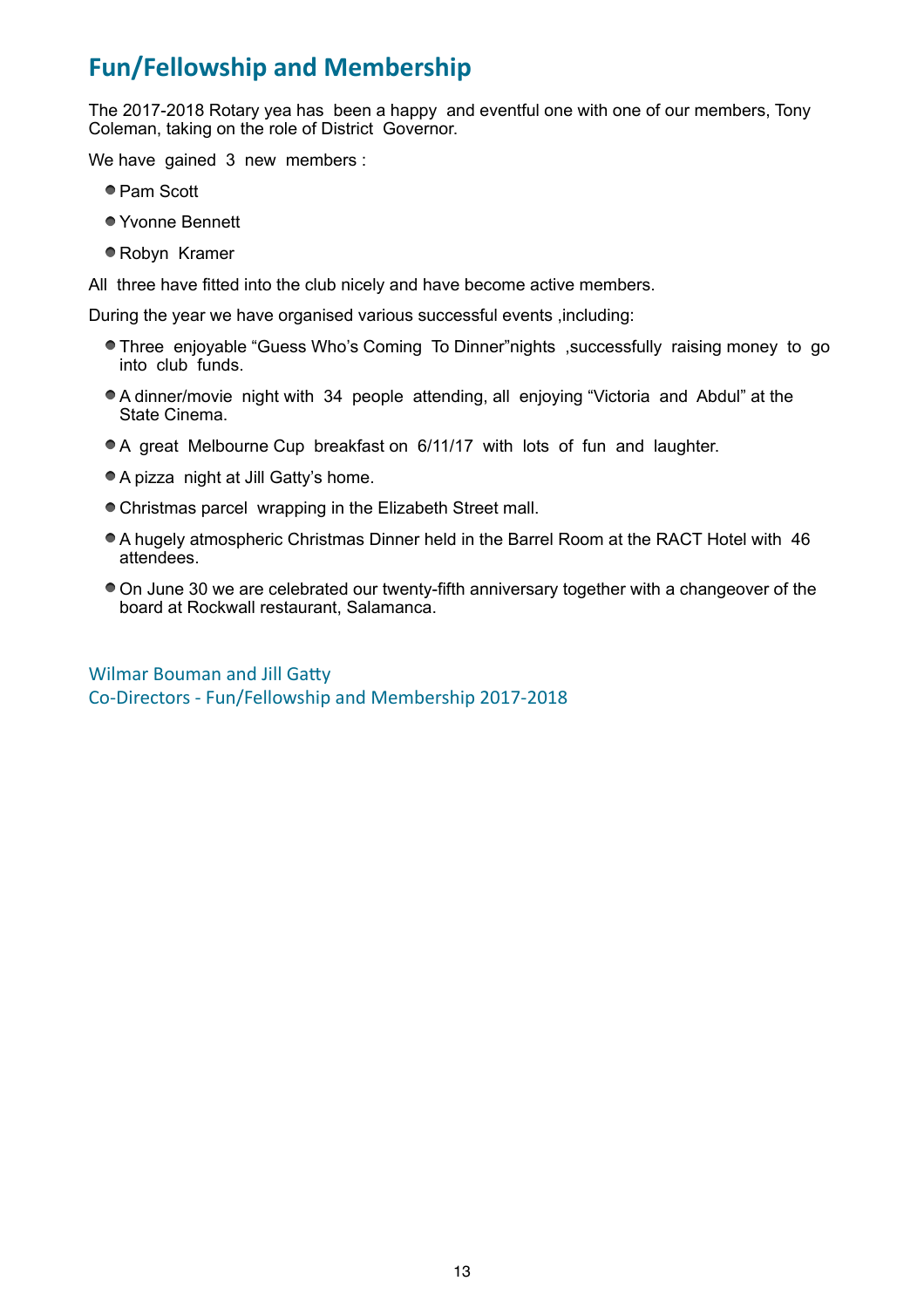## Fun/Fellowship and Membership

The 2017-2018 Rotary yea has been a happy and eventful one with one of our members, Tony Coleman, taking on the role of District Governor.

We have gained 3 new members :

- Pam Scott
- Yvonne Bennett
- Robyn Kramer

All three have fitted into the club nicely and have become active members.

During the year we have organised various successful events ,including:

- Three enjoyable "Guess Who's Coming To Dinner"nights ,successfully raising money to go into club funds.
- A dinner/movie night with 34 people attending, all enjoying "Victoria and Abdul" at the State Cinema.
- A great Melbourne Cup breakfast on 6/11/17 with lots of fun and laughter.
- A pizza night at Jill Gatty's home.
- Christmas parcel wrapping in the Elizabeth Street mall.
- A hugely atmospheric Christmas Dinner held in the Barrel Room at the RACT Hotel with 46 attendees.
- On June 30 we are celebrated our twenty-fifth anniversary together with a changeover of the board at Rockwall restaurant, Salamanca.

Wilmar Bouman and Jill Gatty
Co-Directors - Fun/Fellowship and Membership 2017-2018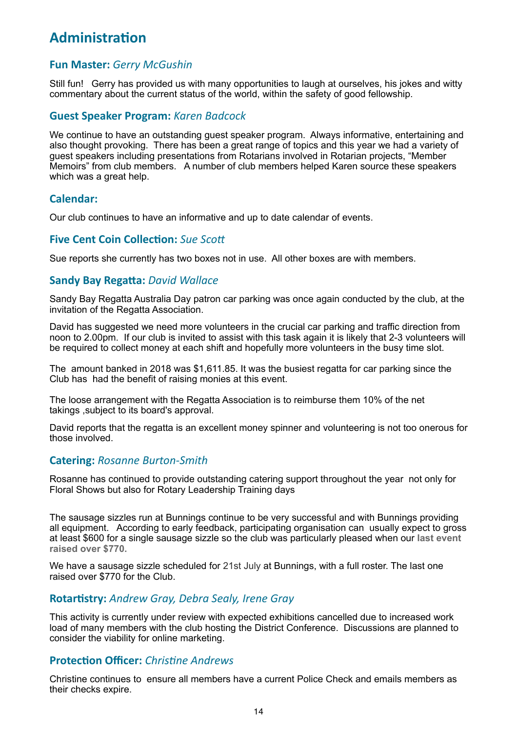# Administration

## **Fun Master:** *Gerry McGushin*

Still fun! Gerry has provided us with many opportunities to laugh at ourselves, his jokes and witty commentary about the current status of the world, within the safety of good fellowship.

## **Guest Speaker Program:** *Karen Badcock*

We continue to have an outstanding guest speaker program. Always informative, entertaining and also thought provoking. There has been a great range of topics and this year we had a variety of guest speakers including presentations from Rotarians involved in Rotarian projects, "Member Memoirs" from club members. A number of club members helped Karen source these speakers which was a great help.

## **Calendar:**

Our club continues to have an informative and up to date calendar of events.

## **Five Cent Coin Collection:** *Sue Scott*

Sue reports she currently has two boxes not in use. All other boxes are with members.

## **Sandy Bay Regatta:** *David Wallace*

Sandy Bay Regatta Australia Day patron car parking was once again conducted by the club, at the invitation of the Regatta Association.

David has suggested we need more volunteers in the crucial car parking and traffic direction from noon to 2.00pm. If our club is invited to assist with this task again it is likely that 2-3 volunteers will be required to collect money at each shift and hopefully more volunteers in the busy time slot.

The amount banked in 2018 was $1,611.85. It was the busiest regatta for car parking since the Club has had the benefit of raising monies at this event.

The loose arrangement with the Regatta Association is to reimburse them 10% of the net takings ,subject to its board's approval.

David reports that the regatta is an excellent money spinner and volunteering is not too onerous for those involved.

## **Catering:** *Rosanne Burton-Smith*

Rosanne has continued to provide outstanding catering support throughout the year not only for Floral Shows but also for Rotary Leadership Training days

The sausage sizzles run at Bunnings continue to be very successful and with Bunnings providing all equipment. According to early feedback, participating organisation can usually expect to gross at least $600 for a single sausage sizzle so the club was particularly pleased when our **last event raised over $770.**

We have a sausage sizzle scheduled for 21st July at Bunnings, with a full roster. The last one raised over $770 for the Club.

## **Rotartistry:** *Andrew Gray, Debra Sealy, Irene Gray*

This activity is currently under review with expected exhibitions cancelled due to increased work load of many members with the club hosting the District Conference. Discussions are planned to consider the viability for online marketing.

## **Protection Officer:** *Christine Andrews*

Christine continues to ensure all members have a current Police Check and emails members as their checks expire.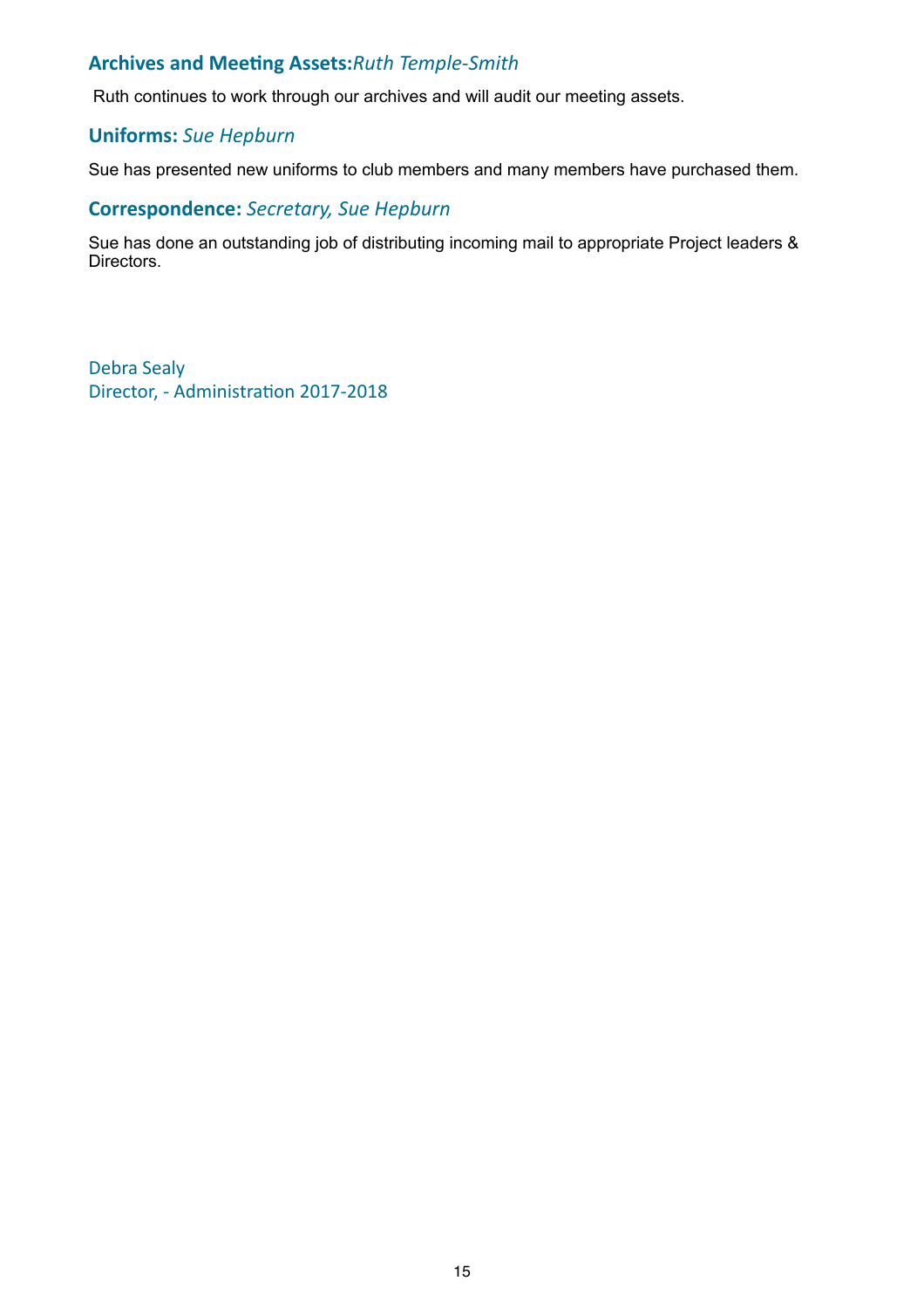### **Archives and Meeting Assets:** *Ruth Temple-Smith*

Ruth continues to work through our archives and will audit our meeting assets.

### **Uniforms:** *Sue Hepburn*

Sue has presented new uniforms to club members and many members have purchased them.

### **Correspondence:** *Secretary, Sue Hepburn*

Sue has done an outstanding job of distributing incoming mail to appropriate Project leaders & Directors.

Debra Sealy
Director, - Administration 2017-2018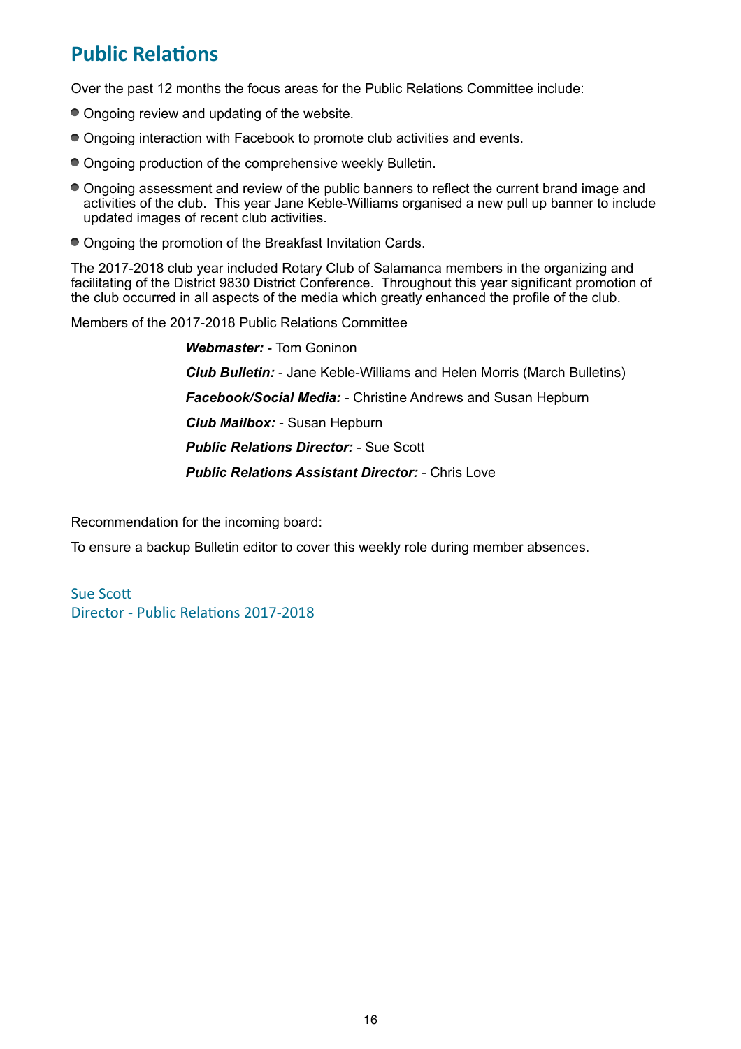## Public Relations

Over the past 12 months the focus areas for the Public Relations Committee include:

- Ongoing review and updating of the website.
- Ongoing interaction with Facebook to promote club activities and events.
- Ongoing production of the comprehensive weekly Bulletin.
- Ongoing assessment and review of the public banners to reflect the current brand image and activities of the club. This year Jane Keble-Williams organised a new pull up banner to include updated images of recent club activities.
- Ongoing the promotion of the Breakfast Invitation Cards.

The 2017-2018 club year included Rotary Club of Salamanca members in the organizing and facilitating of the District 9830 District Conference. Throughout this year significant promotion of the club occurred in all aspects of the media which greatly enhanced the profile of the club.

Members of the 2017-2018 Public Relations Committee

***Webmaster:*** - Tom Goninon

***Club Bulletin:*** - Jane Keble-Williams and Helen Morris (March Bulletins)

***Facebook/Social Media:*** - Christine Andrews and Susan Hepburn

***Club Mailbox:*** - Susan Hepburn

***Public Relations Director:*** - Sue Scott

***Public Relations Assistant Director:*** - Chris Love

Recommendation for the incoming board:

To ensure a backup Bulletin editor to cover this weekly role during member absences.

Sue Scott
Director - Public Relations 2017-2018